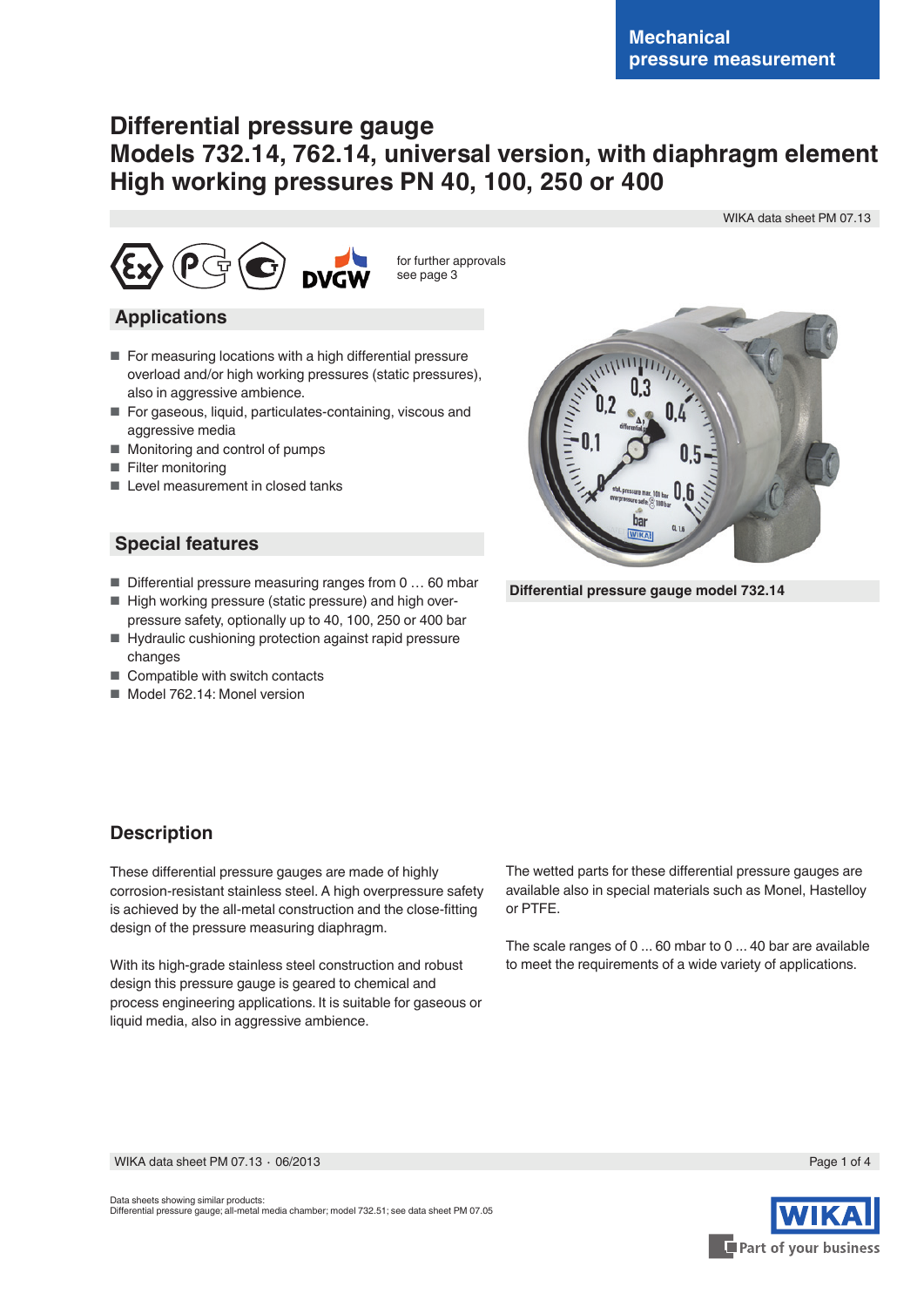Mechanical pressure measurement

# Differential pressure gauge
# Models 732.14, 762.14, universal version, with diaphragm element
# High working pressures PN 40, 100, 250 or 400

WIKA data sheet PM 07.13

for further approvals see page 3

## Applications

- For measuring locations with a high differential pressure overload and/or high working pressures (static pressures), also in aggressive ambience.
- For gaseous, liquid, particulates-containing, viscous and aggressive media
- Monitoring and control of pumps
- Filter monitoring
- Level measurement in closed tanks

## Special features

- Differential pressure measuring ranges from 0 … 60 mbar
- High working pressure (static pressure) and high overpressure safety, optionally up to 40, 100, 250 or 400 bar
- Hydraulic cushioning protection against rapid pressure changes
- Compatible with switch contacts
- Model 762.14: Monel version

**Differential pressure gauge model 732.14**

## Description

These differential pressure gauges are made of highly corrosion-resistant stainless steel. A high overpressure safety is achieved by the all-metal construction and the close-fitting design of the pressure measuring diaphragm.

With its high-grade stainless steel construction and robust design this pressure gauge is geared to chemical and process engineering applications. It is suitable for gaseous or liquid media, also in aggressive ambience.

The wetted parts for these differential pressure gauges are available also in special materials such as Monel, Hastelloy or PTFE.

The scale ranges of 0 ... 60 mbar to 0 ... 40 bar are available to meet the requirements of a wide variety of applications.

Data sheets showing similar products:
Differential pressure gauge; all-metal media chamber; model 732.51; see data sheet PM 07.05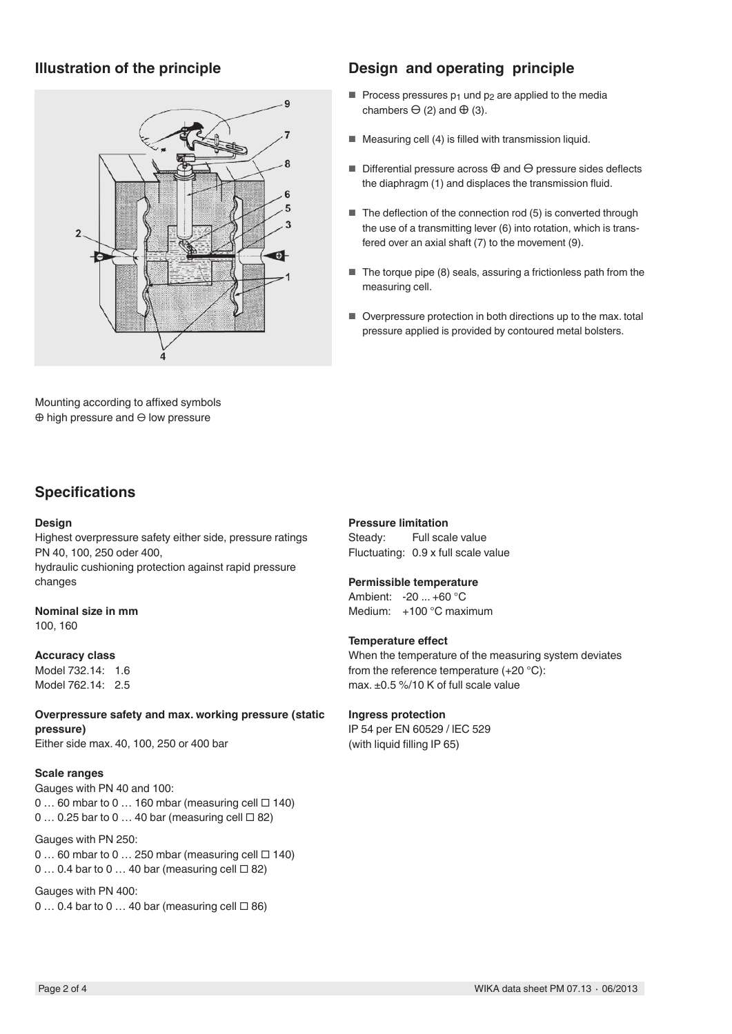## Illustration of the principle

Mounting according to affixed symbols
⊕ high pressure and ⊖ low pressure

## Design and operating principle

- Process pressures $p_1$ und $p_2$ are applied to the media chambers ⊖ (2) and ⊕ (3).
- Measuring cell (4) is filled with transmission liquid.
- Differential pressure across ⊕ and ⊖ pressure sides deflects the diaphragm (1) and displaces the transmission fluid.
- The deflection of the connection rod (5) is converted through the use of a transmitting lever (6) into rotation, which is transfered over an axial shaft (7) to the movement (9).
- The torque pipe (8) seals, assuring a frictionless path from the measuring cell.
- Overpressure protection in both directions up to the max. total pressure applied is provided by contoured metal bolsters.

## Specifications

**Design**
Highest overpressure safety either side, pressure ratings PN 40, 100, 250 oder 400,
hydraulic cushioning protection against rapid pressure changes

**Nominal size in mm**
100, 160

**Accuracy class**
Model 732.14: 1.6
Model 762.14: 2.5

**Overpressure safety and max. working pressure (static pressure)**
Either side max. 40, 100, 250 or 400 bar

**Scale ranges**
Gauges with PN 40 and 100:
0 … 60 mbar to 0 … 160 mbar (measuring cell □ 140)
0 … 0.25 bar to 0 … 40 bar (measuring cell □ 82)

Gauges with PN 250:
0 … 60 mbar to 0 … 250 mbar (measuring cell □ 140)
0 … 0.4 bar to 0 … 40 bar (measuring cell □ 82)

Gauges with PN 400:
0 … 0.4 bar to 0 … 40 bar (measuring cell □ 86)

**Pressure limitation**
Steady: Full scale value
Fluctuating: 0.9 x full scale value

**Permissible temperature**
Ambient: -20 ... +60 °C
Medium: +100 °C maximum

**Temperature effect**
When the temperature of the measuring system deviates from the reference temperature (+20 °C):
max. ±0.5 %/10 K of full scale value

**Ingress protection**
IP 54 per EN 60529 / IEC 529
(with liquid filling IP 65)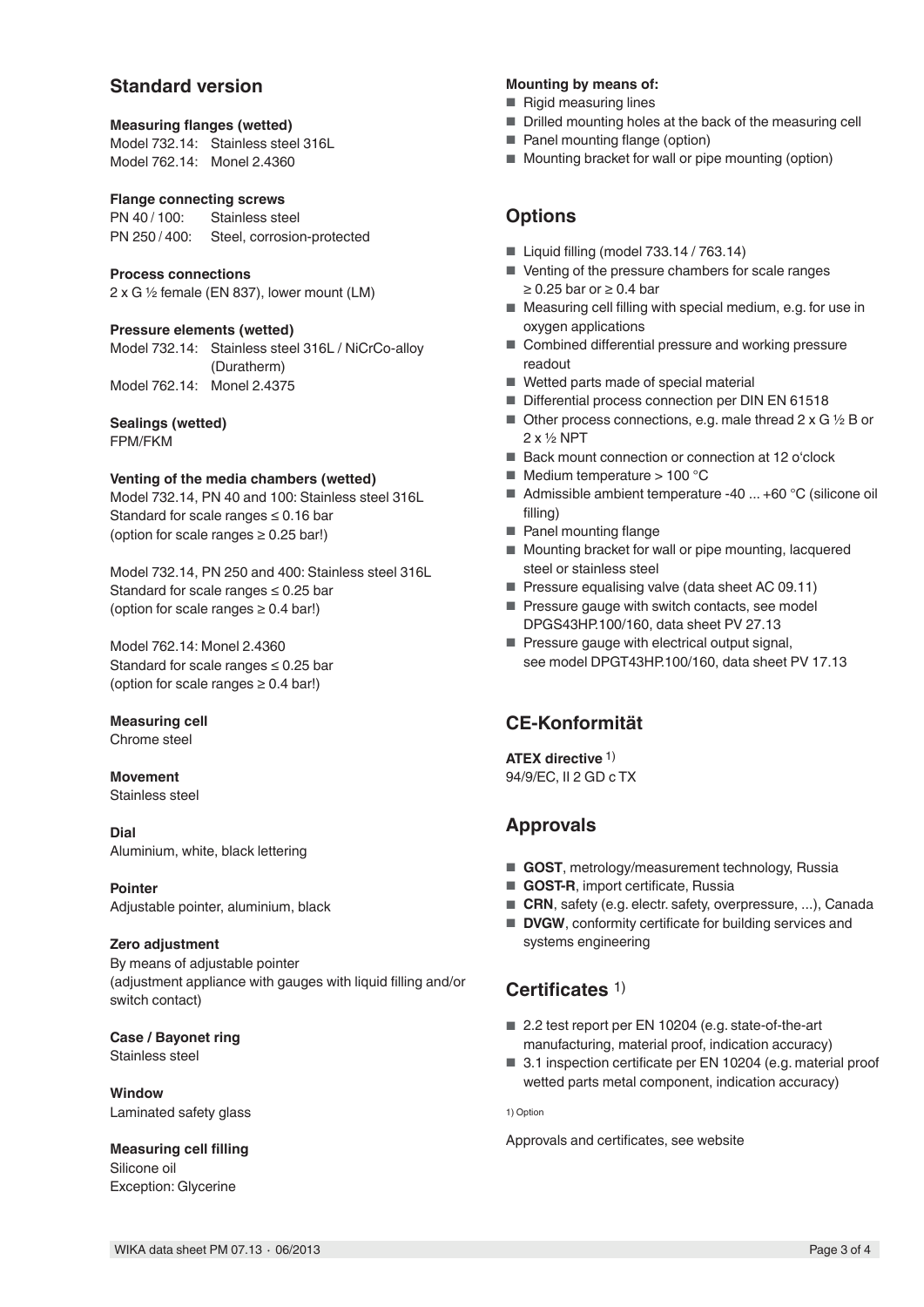## Standard version

**Measuring flanges (wetted)**
Model 732.14: Stainless steel 316L
Model 762.14: Monel 2.4360

**Flange connecting screws**
PN 40 / 100: Stainless steel
PN 250 / 400: Steel, corrosion-protected

**Process connections**
2 x G ½ female (EN 837), lower mount (LM)

**Pressure elements (wetted)**
Model 732.14: Stainless steel 316L / NiCrCo-alloy (Duratherm)
Model 762.14: Monel 2.4375

**Sealings (wetted)**
FPM/FKM

**Venting of the media chambers (wetted)**
Model 732.14, PN 40 and 100: Stainless steel 316L
Standard for scale ranges ≤ 0.16 bar
(option for scale ranges ≥ 0.25 bar!)

Model 732.14, PN 250 and 400: Stainless steel 316L
Standard for scale ranges ≤ 0.25 bar
(option for scale ranges ≥ 0.4 bar!)

Model 762.14: Monel 2.4360
Standard for scale ranges ≤ 0.25 bar
(option for scale ranges ≥ 0.4 bar!)

**Measuring cell**
Chrome steel

**Movement**
Stainless steel

**Dial**
Aluminium, white, black lettering

**Pointer**
Adjustable pointer, aluminium, black

**Zero adjustment**
By means of adjustable pointer
(adjustment appliance with gauges with liquid filling and/or switch contact)

**Case / Bayonet ring**
Stainless steel

**Window**
Laminated safety glass

**Measuring cell filling**
Silicone oil
Exception: Glycerine

**Mounting by means of:**
- Rigid measuring lines
- Drilled mounting holes at the back of the measuring cell
- Panel mounting flange (option)
- Mounting bracket for wall or pipe mounting (option)

## Options

- Liquid filling (model 733.14 / 763.14)
- Venting of the pressure chambers for scale ranges ≥ 0.25 bar or ≥ 0.4 bar
- Measuring cell filling with special medium, e.g. for use in oxygen applications
- Combined differential pressure and working pressure readout
- Wetted parts made of special material
- Differential process connection per DIN EN 61518
- Other process connections, e.g. male thread 2 x G ½ B or 2 x ½ NPT
- Back mount connection or connection at 12 o'clock
- Medium temperature > 100 °C
- Admissible ambient temperature -40 ... +60 °C (silicone oil filling)
- Panel mounting flange
- Mounting bracket for wall or pipe mounting, lacquered steel or stainless steel
- Pressure equalising valve (data sheet AC 09.11)
- Pressure gauge with switch contacts, see model DPGS43HP.100/160, data sheet PV 27.13
- Pressure gauge with electrical output signal, see model DPGT43HP.100/160, data sheet PV 17.13

## CE-Konformität

**ATEX directive** [1)]
94/9/EC, II 2 GD c TX

## Approvals

- **GOST**, metrology/measurement technology, Russia
- **GOST-R**, import certificate, Russia
- **CRN**, safety (e.g. electr. safety, overpressure, ...), Canada
- **DVGW**, conformity certificate for building services and systems engineering

## Certificates [1)]

- 2.2 test report per EN 10204 (e.g. state-of-the-art manufacturing, material proof, indication accuracy)
- 3.1 inspection certificate per EN 10204 (e.g. material proof wetted parts metal component, indication accuracy)

1) Option

Approvals and certificates, see website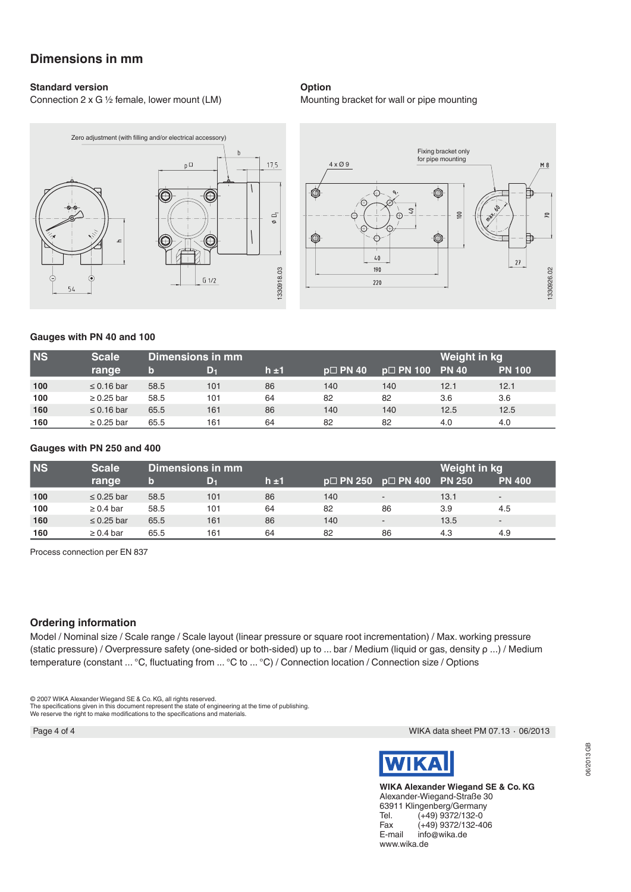## Dimensions in mm

**Standard version**
Connection 2 x G ½ female, lower mount (LM)

Zero adjustment (with filling and/or electrical accessory)

b
17.5
p□
Ø D1
h
54
G 1/2
1330918.03

**Option**
Mounting bracket for wall or pipe mounting

Fixing bracket only for pipe mounting
4 x Ø 9
M 8
max. 60
40
100
70
40
190
220
27
1330926.02

### Gauges with PN 40 and 100

| NS | Scale range | Dimensions in mm | | | | | Weight in kg | |
|---|---|---|---|---|---|---|---|---|
| | | b | $D_1$ | h ±1 | p□ PN 40 | p□ PN 100 | PN 40 | PN 100 |
| **100** | ≤ 0.16 bar | 58.5 | 101 | 86 | 140 | 140 | 12.1 | 12.1 |
| **100** | ≥ 0.25 bar | 58.5 | 101 | 64 | 82 | 82 | 3.6 | 3.6 |
| **160** | ≤ 0.16 bar | 65.5 | 161 | 86 | 140 | 140 | 12.5 | 12.5 |
| **160** | ≥ 0.25 bar | 65.5 | 161 | 64 | 82 | 82 | 4.0 | 4.0 |

### Gauges with PN 250 and 400

| NS | Scale range | Dimensions in mm | | | | | Weight in kg | |
|---|---|---|---|---|---|---|---|---|
| | | b | $D_1$ | h ±1 | p□ PN 250 | p□ PN 400 | PN 250 | PN 400 |
| **100** | ≤ 0.25 bar | 58.5 | 101 | 86 | 140 | - | 13.1 | - |
| **100** | ≥ 0.4 bar | 58.5 | 101 | 64 | 82 | 86 | 3.9 | 4.5 |
| **160** | ≤ 0.25 bar | 65.5 | 161 | 86 | 140 | - | 13.5 | - |
| **160** | ≥ 0.4 bar | 65.5 | 161 | 64 | 82 | 86 | 4.3 | 4.9 |

Process connection per EN 837

## Ordering information

Model / Nominal size / Scale range / Scale layout (linear pressure or square root incrementation) / Max. working pressure (static pressure) / Overpressure safety (one-sided or both-sided) up to ... bar / Medium (liquid or gas, density ρ ...) / Medium temperature (constant ... °C, fluctuating from ... °C to ... °C) / Connection location / Connection size / Options

© 2007 WIKA Alexander Wiegand SE & Co. KG, all rights reserved.
The specifications given in this document represent the state of engineering at the time of publishing.
We reserve the right to make modifications to the specifications and materials.

WIKA data sheet PM 07.13 · 06/2013

WIKA

**WIKA Alexander Wiegand SE & Co. KG**
Alexander-Wiegand-Straße 30
63911 Klingenberg/Germany
Tel. (+49) 9372/132-0
Fax (+49) 9372/132-406
E-mail info@wika.de
www.wika.de

06/2013 GB